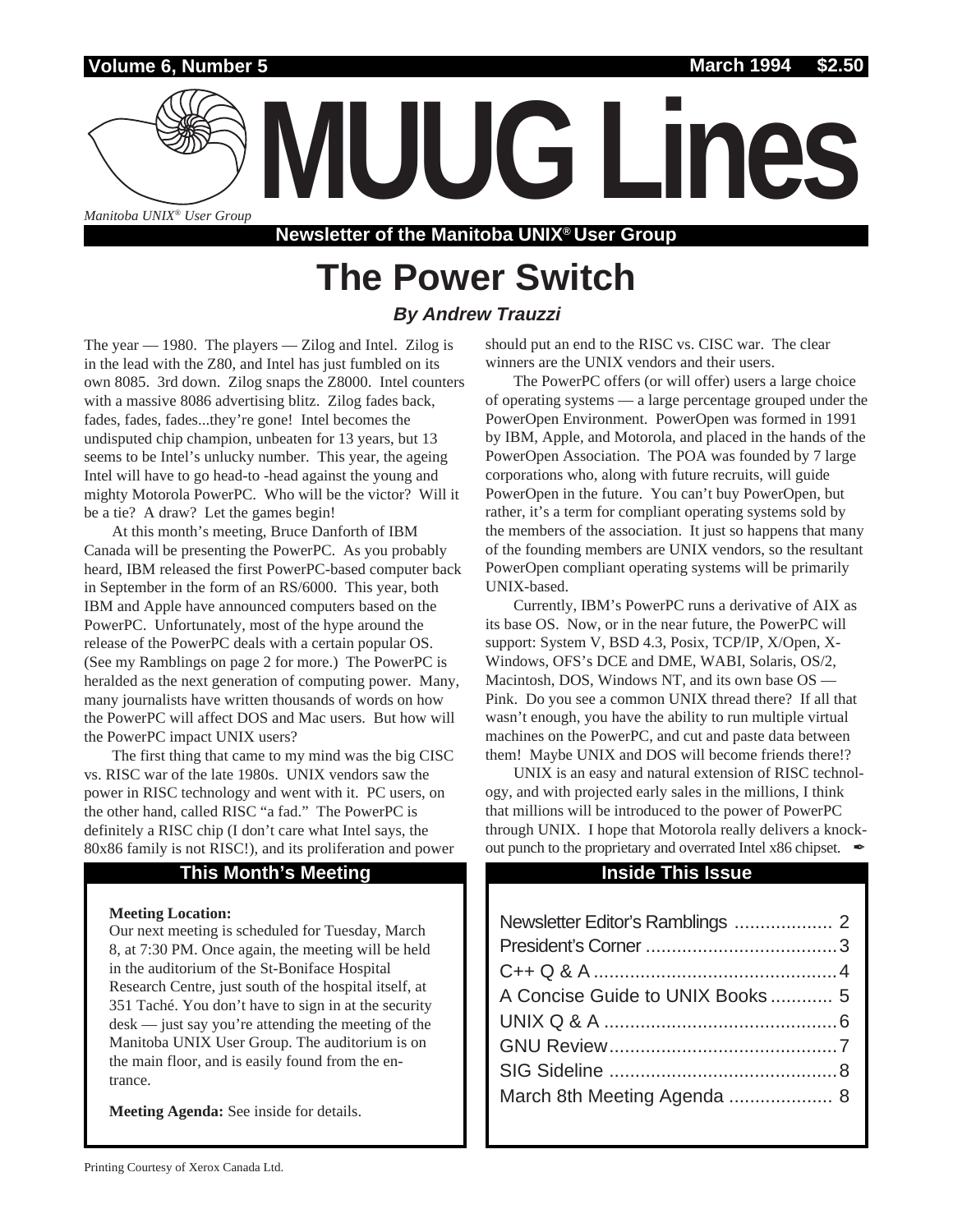Volume 6, Number 5 — March 1994 — $2.50

# MUUG Lines

*Manitoba UNIX® User Group*

**Newsletter of the Manitoba UNIX® User Group**

# The Power Switch

### *By Andrew Trauzzi*

The year — 1980. The players — Zilog and Intel. Zilog is in the lead with the Z80, and Intel has just fumbled on its own 8085. 3rd down. Zilog snaps the Z8000. Intel counters with a massive 8086 advertising blitz. Zilog fades back, fades, fades, fades...they're gone! Intel becomes the undisputed chip champion, unbeaten for 13 years, but 13 seems to be Intel's unlucky number. This year, the ageing Intel will have to go head-to -head against the young and mighty Motorola PowerPC. Who will be the victor? Will it be a tie? A draw? Let the games begin!

At this month's meeting, Bruce Danforth of IBM Canada will be presenting the PowerPC. As you probably heard, IBM released the first PowerPC-based computer back in September in the form of an RS/6000. This year, both IBM and Apple have announced computers based on the PowerPC. Unfortunately, most of the hype around the release of the PowerPC deals with a certain popular OS. (See my Ramblings on page 2 for more.) The PowerPC is heralded as the next generation of computing power. Many, many journalists have written thousands of words on how the PowerPC will affect DOS and Mac users. But how will the PowerPC impact UNIX users?

The first thing that came to my mind was the big CISC vs. RISC war of the late 1980s. UNIX vendors saw the power in RISC technology and went with it. PC users, on the other hand, called RISC "a fad." The PowerPC is definitely a RISC chip (I don't care what Intel says, the 80x86 family is not RISC!), and its proliferation and power should put an end to the RISC vs. CISC war. The clear winners are the UNIX vendors and their users.

The PowerPC offers (or will offer) users a large choice of operating systems — a large percentage grouped under the PowerOpen Environment. PowerOpen was formed in 1991 by IBM, Apple, and Motorola, and placed in the hands of the PowerOpen Association. The POA was founded by 7 large corporations who, along with future recruits, will guide PowerOpen in the future. You can't buy PowerOpen, but rather, it's a term for compliant operating systems sold by the members of the association. It just so happens that many of the founding members are UNIX vendors, so the resultant PowerOpen compliant operating systems will be primarily UNIX-based.

Currently, IBM's PowerPC runs a derivative of AIX as its base OS. Now, or in the near future, the PowerPC will support: System V, BSD 4.3, Posix, TCP/IP, X/Open, X-Windows, OFS's DCE and DME, WABI, Solaris, OS/2, Macintosh, DOS, Windows NT, and its own base OS — Pink. Do you see a common UNIX thread there? If all that wasn't enough, you have the ability to run multiple virtual machines on the PowerPC, and cut and paste data between them! Maybe UNIX and DOS will become friends there!?

UNIX is an easy and natural extension of RISC technology, and with projected early sales in the millions, I think that millions will be introduced to the power of PowerPC through UNIX. I hope that Motorola really delivers a knock-out punch to the proprietary and overrated Intel x86 chipset. ✒

## This Month's Meeting

**Meeting Location:**
Our next meeting is scheduled for Tuesday, March 8, at 7:30 PM. Once again, the meeting will be held in the auditorium of the St-Boniface Hospital Research Centre, just south of the hospital itself, at 351 Taché. You don't have to sign in at the security desk — just say you're attending the meeting of the Manitoba UNIX User Group. The auditorium is on the main floor, and is easily found from the entrance.

**Meeting Agenda:** See inside for details.

## Inside This Issue

- Newsletter Editor's Ramblings .................. 2
- President's Corner .................................... 3
- C++ Q & A ............................................... 4
- A Concise Guide to UNIX Books ............ 5
- UNIX Q & A ............................................. 6
- GNU Review ............................................. 7
- SIG Sideline ............................................ 8
- March 8th Meeting Agenda .................... 8

Printing Courtesy of Xerox Canada Ltd.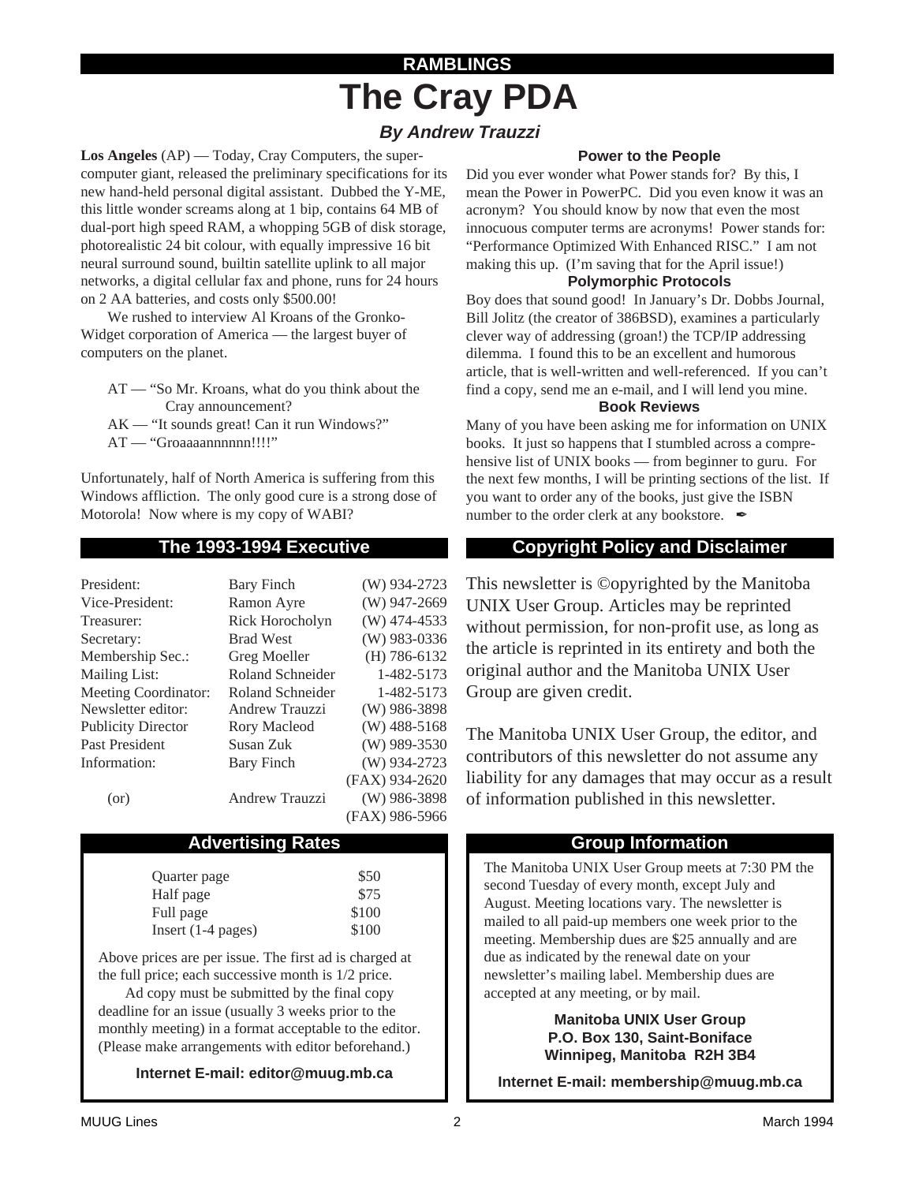RAMBLINGS

# The Cray PDA

### *By Andrew Trauzzi*

**Los Angeles** (AP) — Today, Cray Computers, the supercomputer giant, released the preliminary specifications for its new hand-held personal digital assistant. Dubbed the Y-ME, this little wonder screams along at 1 bip, contains 64 MB of dual-port high speed RAM, a whopping 5GB of disk storage, photorealistic 24 bit colour, with equally impressive 16 bit neural surround sound, builtin satellite uplink to all major networks, a digital cellular fax and phone, runs for 24 hours on 2 AA batteries, and costs only $500.00!

We rushed to interview Al Kroans of the Gronko-Widget corporation of America — the largest buyer of computers on the planet.

> AT — "So Mr. Kroans, what do you think about the Cray announcement?
> AK — "It sounds great! Can it run Windows?"
> AT — "Groaaaannnnnn!!!!"

Unfortunately, half of North America is suffering from this Windows affliction. The only good cure is a strong dose of Motorola! Now where is my copy of WABI?

#### Power to the People

Did you ever wonder what Power stands for? By this, I mean the Power in PowerPC. Did you even know it was an acronym? You should know by now that even the most innocuous computer terms are acronyms! Power stands for: "Performance Optimized With Enhanced RISC." I am not making this up. (I'm saving that for the April issue!)

#### Polymorphic Protocols

Boy does that sound good! In January's Dr. Dobbs Journal, Bill Jolitz (the creator of 386BSD), examines a particularly clever way of addressing (groan!) the TCP/IP addressing dilemma. I found this to be an excellent and humorous article, that is well-written and well-referenced. If you can't find a copy, send me an e-mail, and I will lend you mine.

#### Book Reviews

Many of you have been asking me for information on UNIX books. It just so happens that I stumbled across a comprehensive list of UNIX books — from beginner to guru. For the next few months, I will be printing sections of the list. If you want to order any of the books, just give the ISBN number to the order clerk at any bookstore. ✒

## The 1993-1994 Executive

| | | |
|---|---|---|
| President: | Bary Finch | (W) 934-2723 |
| Vice-President: | Ramon Ayre | (W) 947-2669 |
| Treasurer: | Rick Horocholyn | (W) 474-4533 |
| Secretary: | Brad West | (W) 983-0336 |
| Membership Sec.: | Greg Moeller | (H) 786-6132 |
| Mailing List: | Roland Schneider | 1-482-5173 |
| Meeting Coordinator: | Roland Schneider | 1-482-5173 |
| Newsletter editor: | Andrew Trauzzi | (W) 986-3898 |
| Publicity Director | Rory Macleod | (W) 488-5168 |
| Past President | Susan Zuk | (W) 989-3530 |
| Information: | Bary Finch | (W) 934-2723 |
| | | (FAX) 934-2620 |
| (or) | Andrew Trauzzi | (W) 986-3898 |
| | | (FAX) 986-5966 |

## Copyright Policy and Disclaimer

This newsletter is ©opyrighted by the Manitoba UNIX User Group. Articles may be reprinted without permission, for non-profit use, as long as the article is reprinted in its entirety and both the original author and the Manitoba UNIX User Group are given credit.

The Manitoba UNIX User Group, the editor, and contributors of this newsletter do not assume any liability for any damages that may occur as a result of information published in this newsletter.

## Advertising Rates

| | |
|---|---|
| Quarter page | $50 |
| Half page | $75 |
| Full page | $100 |
| Insert (1-4 pages) | $100 |

Above prices are per issue. The first ad is charged at the full price; each successive month is 1/2 price.

Ad copy must be submitted by the final copy deadline for an issue (usually 3 weeks prior to the monthly meeting) in a format acceptable to the editor. (Please make arrangements with editor beforehand.)

**Internet E-mail: editor@muug.mb.ca**

## Group Information

The Manitoba UNIX User Group meets at 7:30 PM the second Tuesday of every month, except July and August. Meeting locations vary. The newsletter is mailed to all paid-up members one week prior to the meeting. Membership dues are $25 annually and are due as indicated by the renewal date on your newsletter's mailing label. Membership dues are accepted at any meeting, or by mail.

**Manitoba UNIX User Group**
**P.O. Box 130, Saint-Boniface**
**Winnipeg, Manitoba R2H 3B4**

**Internet E-mail: membership@muug.mb.ca**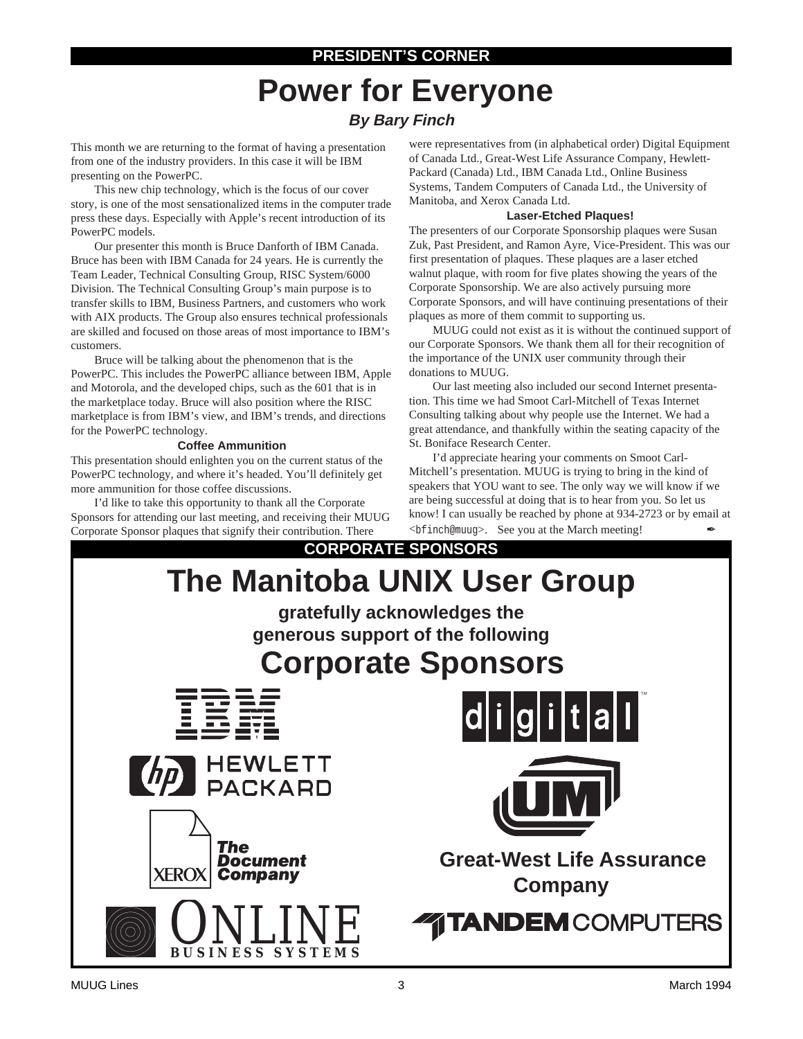PRESIDENT'S CORNER

# Power for Everyone

***By Bary Finch***

This month we are returning to the format of having a presentation from one of the industry providers. In this case it will be IBM presenting on the PowerPC.

This new chip technology, which is the focus of our cover story, is one of the most sensationalized items in the computer trade press these days. Especially with Apple's recent introduction of its PowerPC models.

Our presenter this month is Bruce Danforth of IBM Canada. Bruce has been with IBM Canada for 24 years. He is currently the Team Leader, Technical Consulting Group, RISC System/6000 Division. The Technical Consulting Group's main purpose is to transfer skills to IBM, Business Partners, and customers who work with AIX products. The Group also ensures technical professionals are skilled and focused on those areas of most importance to IBM's customers.

Bruce will be talking about the phenomenon that is the PowerPC. This includes the PowerPC alliance between IBM, Apple and Motorola, and the developed chips, such as the 601 that is in the marketplace today. Bruce will also position where the RISC marketplace is from IBM's view, and IBM's trends, and directions for the PowerPC technology.

### Coffee Ammunition

This presentation should enlighten you on the current status of the PowerPC technology, and where it's headed. You'll definitely get more ammunition for those coffee discussions.

I'd like to take this opportunity to thank all the Corporate Sponsors for attending our last meeting, and receiving their MUUG Corporate Sponsor plaques that signify their contribution. There were representatives from (in alphabetical order) Digital Equipment of Canada Ltd., Great-West Life Assurance Company, Hewlett-Packard (Canada) Ltd., IBM Canada Ltd., Online Business Systems, Tandem Computers of Canada Ltd., the University of Manitoba, and Xerox Canada Ltd.

### Laser-Etched Plaques!

The presenters of our Corporate Sponsorship plaques were Susan Zuk, Past President, and Ramon Ayre, Vice-President. This was our first presentation of plaques. These plaques are a laser etched walnut plaque, with room for five plates showing the years of the Corporate Sponsorship. We are also actively pursuing more Corporate Sponsors, and will have continuing presentations of their plaques as more of them commit to supporting us.

MUUG could not exist as it is without the continued support of our Corporate Sponsors. We thank them all for their recognition of the importance of the UNIX user community through their donations to MUUG.

Our last meeting also included our second Internet presentation. This time we had Smoot Carl-Mitchell of Texas Internet Consulting talking about why people use the Internet. We had a great attendance, and thankfully within the seating capacity of the St. Boniface Research Center.

I'd appreciate hearing your comments on Smoot Carl-Mitchell's presentation. MUUG is trying to bring in the kind of speakers that YOU want to see. The only way we will know if we are being successful at doing that is to hear from you. So let us know! I can usually be reached by phone at 934-2723 or by email at <`bfinch@muug`>. See you at the March meeting! ✒

CORPORATE SPONSORS

# The Manitoba UNIX User Group

**gratefully acknowledges the generous support of the following**

# Corporate Sponsors

IBM

digital™

HEWLETT PACKARD

UM

XEROX The Document Company

Great-West Life Assurance Company

ONLINE BUSINESS SYSTEMS

TANDEM COMPUTERS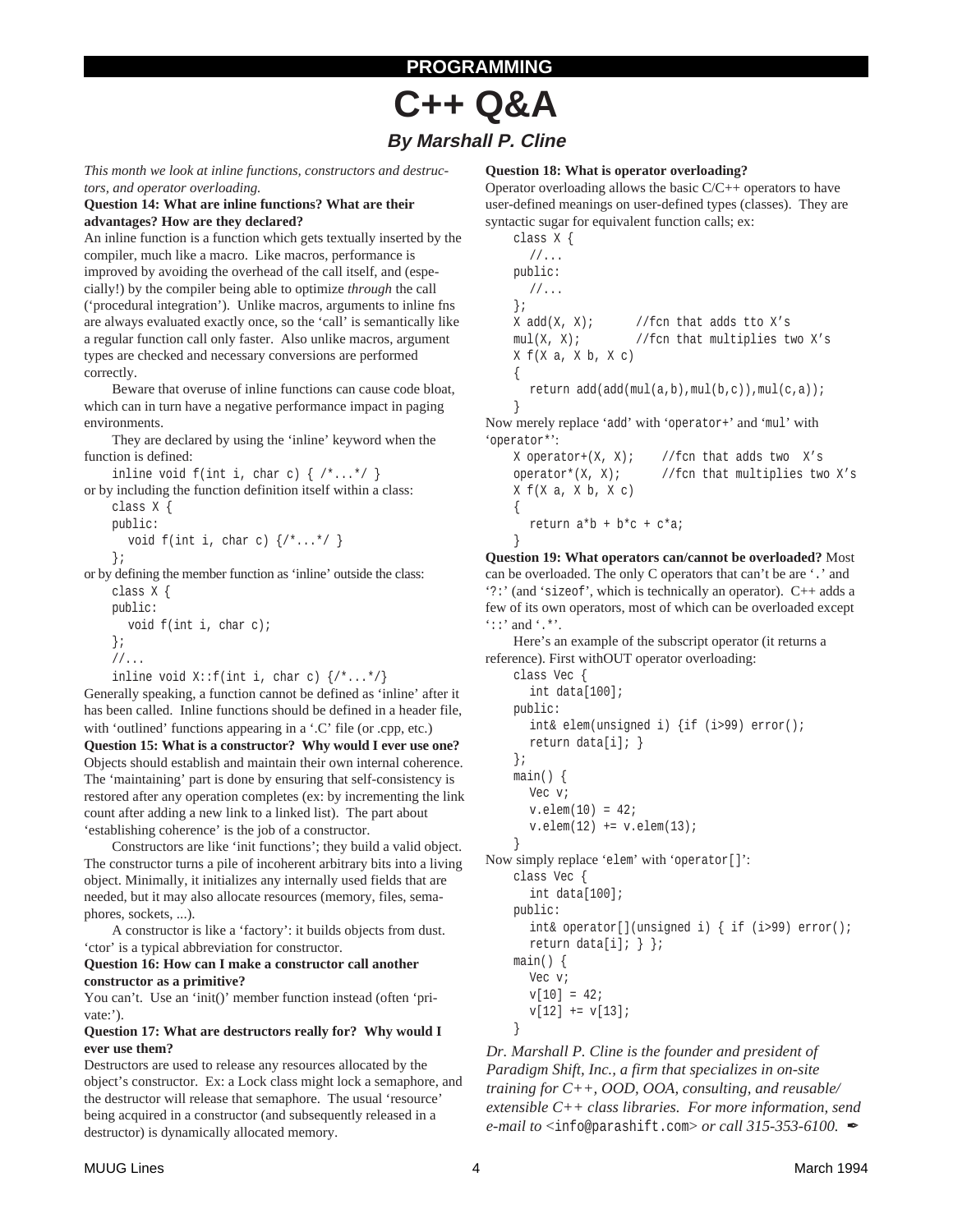PROGRAMMING

# C++ Q&A

### *By Marshall P. Cline*

*This month we look at inline functions, constructors and destructors, and operator overloading.*

**Question 14: What are inline functions? What are their advantages? How are they declared?**

An inline function is a function which gets textually inserted by the compiler, much like a macro. Like macros, performance is improved by avoiding the overhead of the call itself, and (especially!) by the compiler being able to optimize *through* the call ('procedural integration'). Unlike macros, arguments to inline fns are always evaluated exactly once, so the 'call' is semantically like a regular function call only faster. Also unlike macros, argument types are checked and necessary conversions are performed correctly.

Beware that overuse of inline functions can cause code bloat, which can in turn have a negative performance impact in paging environments.

They are declared by using the 'inline' keyword when the function is defined:

```
inline void f(int i, char c) { /*...*/ }
```

or by including the function definition itself within a class:

```
class X {
public:
  void f(int i, char c) {/*...*/ }
};
```

or by defining the member function as 'inline' outside the class:

```
class X {
public:
  void f(int i, char c);
};
//...
inline void X::f(int i, char c) {/*...*/}
```

Generally speaking, a function cannot be defined as 'inline' after it has been called. Inline functions should be defined in a header file, with 'outlined' functions appearing in a '.C' file (or .cpp, etc.)

**Question 15: What is a constructor? Why would I ever use one?**

Objects should establish and maintain their own internal coherence. The 'maintaining' part is done by ensuring that self-consistency is restored after any operation completes (ex: by incrementing the link count after adding a new link to a linked list). The part about 'establishing coherence' is the job of a constructor.

Constructors are like 'init functions'; they build a valid object. The constructor turns a pile of incoherent arbitrary bits into a living object. Minimally, it initializes any internally used fields that are needed, but it may also allocate resources (memory, files, semaphores, sockets, ...).

A constructor is like a 'factory': it builds objects from dust. 'ctor' is a typical abbreviation for constructor.

**Question 16: How can I make a constructor call another constructor as a primitive?**

You can't. Use an 'init()' member function instead (often 'private:').

**Question 17: What are destructors really for? Why would I ever use them?**

Destructors are used to release any resources allocated by the object's constructor. Ex: a Lock class might lock a semaphore, and the destructor will release that semaphore. The usual 'resource' being acquired in a constructor (and subsequently released in a destructor) is dynamically allocated memory.

**Question 18: What is operator overloading?**

Operator overloading allows the basic C/C++ operators to have user-defined meanings on user-defined types (classes). They are syntactic sugar for equivalent function calls; ex:

```
class X {
  //...
public:
  //...
};
X add(X, X);      //fcn that adds tto X's
mul(X, X);        //fcn that multiplies two X's
X f(X a, X b, X c)
{
  return add(add(mul(a,b),mul(b,c)),mul(c,a));
}
```

Now merely replace 'add' with 'operator+' and 'mul' with 'operator*':

```
X operator+(X, X);    //fcn that adds two  X's
operator*(X, X);      //fcn that multiplies two X's
X f(X a, X b, X c)
{
  return a*b + b*c + c*a;
}
```

**Question 19: What operators can/cannot be overloaded?** Most can be overloaded. The only C operators that can't be are '.' and '?:' (and 'sizeof', which is technically an operator). C++ adds a few of its own operators, most of which can be overloaded except '::' and '.*'.

Here's an example of the subscript operator (it returns a reference). First withOUT operator overloading:

```
class Vec {
  int data[100];
public:
  int& elem(unsigned i) {if (i>99) error();
  return data[i]; }
};
main() {
  Vec v;
  v.elem(10) = 42;
  v.elem(12) += v.elem(13);
}
```

Now simply replace 'elem' with 'operator[]':

```
class Vec {
  int data[100];
public:
  int& operator[](unsigned i) { if (i>99) error();
  return data[i]; } };
main() {
  Vec v;
  v[10] = 42;
  v[12] += v[13];
}
```

*Dr. Marshall P. Cline is the founder and president of Paradigm Shift, Inc., a firm that specializes in on-site training for C++, OOD, OOA, consulting, and reusable/extensible C++ class libraries. For more information, send e-mail to* <info@parashift.com> *or call 315-353-6100.* ✒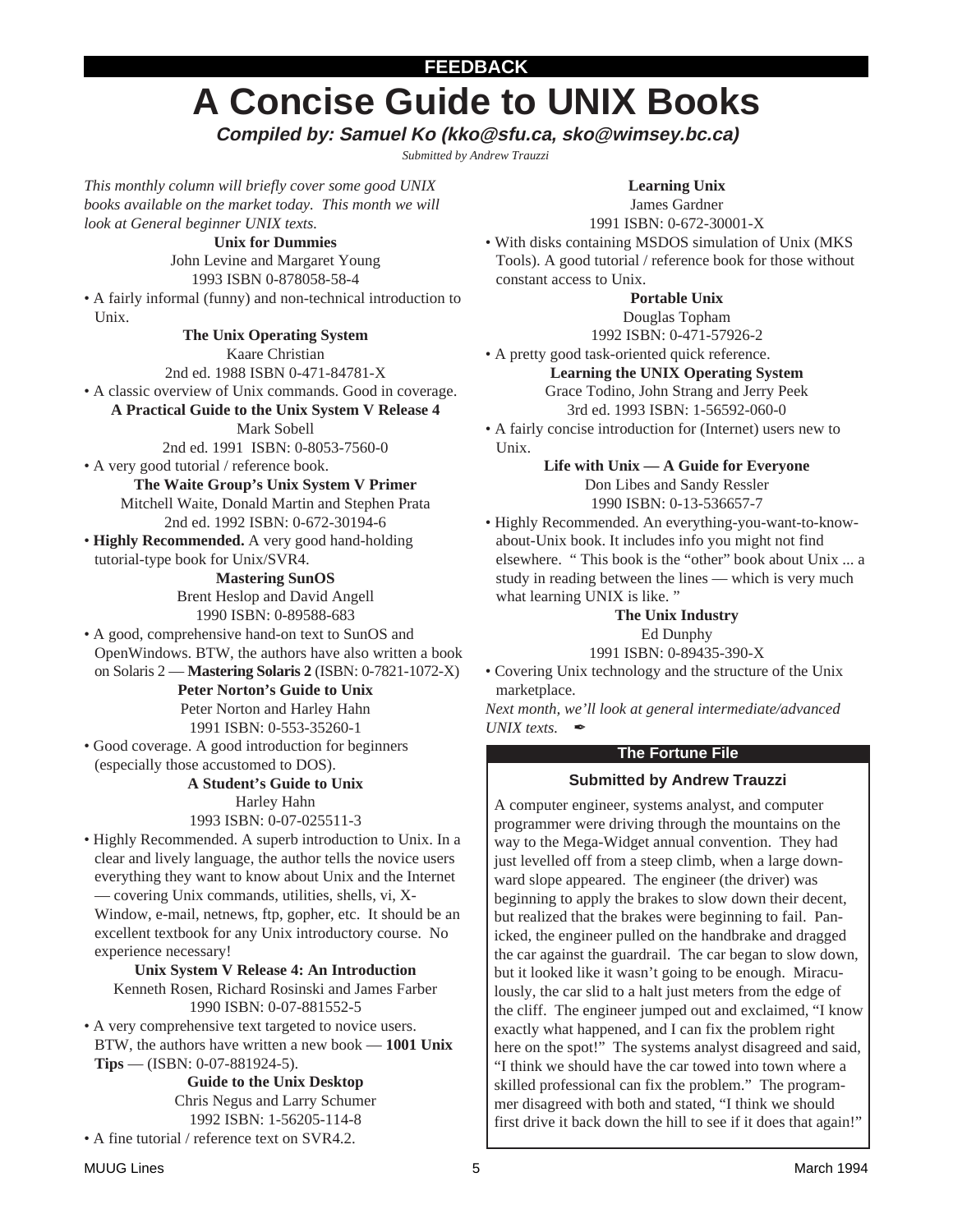**FEEDBACK**

# A Concise Guide to UNIX Books

***Compiled by: Samuel Ko (kko@sfu.ca, sko@wimsey.bc.ca)***

*Submitted by Andrew Trauzzi*

*This monthly column will briefly cover some good UNIX books available on the market today. This month we will look at General beginner UNIX texts.*

**Unix for Dummies**
John Levine and Margaret Young
1993 ISBN 0-878058-58-4

- A fairly informal (funny) and non-technical introduction to Unix.

**The Unix Operating System**
Kaare Christian
2nd ed. 1988 ISBN 0-471-84781-X

- A classic overview of Unix commands. Good in coverage.

**A Practical Guide to the Unix System V Release 4**
Mark Sobell
2nd ed. 1991 ISBN: 0-8053-7560-0

- A very good tutorial / reference book.

**The Waite Group's Unix System V Primer**
Mitchell Waite, Donald Martin and Stephen Prata
2nd ed. 1992 ISBN: 0-672-30194-6

- **Highly Recommended.** A very good hand-holding tutorial-type book for Unix/SVR4.

**Mastering SunOS**
Brent Heslop and David Angell
1990 ISBN: 0-89588-683

- A good, comprehensive hand-on text to SunOS and OpenWindows. BTW, the authors have also written a book on Solaris 2 — **Mastering Solaris 2** (ISBN: 0-7821-1072-X)

**Peter Norton's Guide to Unix**
Peter Norton and Harley Hahn
1991 ISBN: 0-553-35260-1

- Good coverage. A good introduction for beginners (especially those accustomed to DOS).

**A Student's Guide to Unix**
Harley Hahn
1993 ISBN: 0-07-025511-3

- Highly Recommended. A superb introduction to Unix. In a clear and lively language, the author tells the novice users everything they want to know about Unix and the Internet — covering Unix commands, utilities, shells, vi, X-Window, e-mail, netnews, ftp, gopher, etc. It should be an excellent textbook for any Unix introductory course. No experience necessary!

**Unix System V Release 4: An Introduction**
Kenneth Rosen, Richard Rosinski and James Farber
1990 ISBN: 0-07-881552-5

- A very comprehensive text targeted to novice users. BTW, the authors have written a new book — **1001 Unix Tips** — (ISBN: 0-07-881924-5).

**Guide to the Unix Desktop**
Chris Negus and Larry Schumer
1992 ISBN: 1-56205-114-8

- A fine tutorial / reference text on SVR4.2.

**Learning Unix**
James Gardner
1991 ISBN: 0-672-30001-X

- With disks containing MSDOS simulation of Unix (MKS Tools). A good tutorial / reference book for those without constant access to Unix.

**Portable Unix**
Douglas Topham
1992 ISBN: 0-471-57926-2

- A pretty good task-oriented quick reference.

**Learning the UNIX Operating System**
Grace Todino, John Strang and Jerry Peek
3rd ed. 1993 ISBN: 1-56592-060-0

- A fairly concise introduction for (Internet) users new to Unix.

**Life with Unix — A Guide for Everyone**
Don Libes and Sandy Ressler
1990 ISBN: 0-13-536657-7

- Highly Recommended. An everything-you-want-to-know-about-Unix book. It includes info you might not find elsewhere. " This book is the "other" book about Unix ... a study in reading between the lines — which is very much what learning UNIX is like. "

**The Unix Industry**
Ed Dunphy
1991 ISBN: 0-89435-390-X

- Covering Unix technology and the structure of the Unix marketplace.

*Next month, we'll look at general intermediate/advanced UNIX texts.* ✒

## The Fortune File

**Submitted by Andrew Trauzzi**

A computer engineer, systems analyst, and computer programmer were driving through the mountains on the way to the Mega-Widget annual convention. They had just levelled off from a steep climb, when a large downward slope appeared. The engineer (the driver) was beginning to apply the brakes to slow down their decent, but realized that the brakes were beginning to fail. Panicked, the engineer pulled on the handbrake and dragged the car against the guardrail. The car began to slow down, but it looked like it wasn't going to be enough. Miraculously, the car slid to a halt just meters from the edge of the cliff. The engineer jumped out and exclaimed, "I know exactly what happened, and I can fix the problem right here on the spot!" The systems analyst disagreed and said, "I think we should have the car towed into town where a skilled professional can fix the problem." The programmer disagreed with both and stated, "I think we should first drive it back down the hill to see if it does that again!"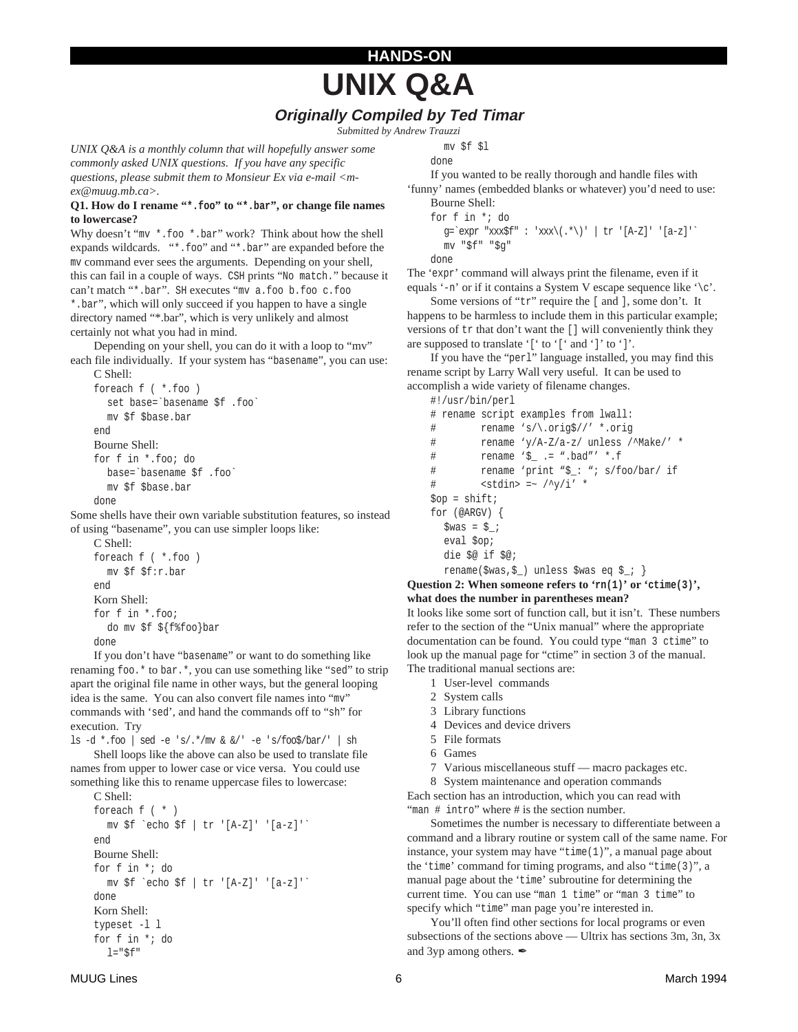HANDS-ON

# UNIX Q&A

### *Originally Compiled by Ted Timar*

*Submitted by Andrew Trauzzi*

*UNIX Q&A is a monthly column that will hopefully answer some commonly asked UNIX questions. If you have any specific questions, please submit them to Monsieur Ex via e-mail <m-ex@muug.mb.ca>.*

**Q1. How do I rename "`*.foo`" to "`*.bar`", or change file names to lowercase?**

Why doesn't "`mv *.foo *.bar`" work? Think about how the shell expands wildcards. "`*.foo`" and "`*.bar`" are expanded before the `mv` command ever sees the arguments. Depending on your shell, this can fail in a couple of ways. `CSH` prints "`No match.`" because it can't match "`*.bar`". `SH` executes "`mv a.foo b.foo c.foo *.bar`", which will only succeed if you happen to have a single directory named "*.bar", which is very unlikely and almost certainly not what you had in mind.

Depending on your shell, you can do it with a loop to "mv" each file individually. If your system has "`basename`", you can use:

C Shell:

```
foreach f ( *.foo )
   set base=`basename $f .foo`
   mv $f $base.bar
end
```

Bourne Shell:

```
for f in *.foo; do
   base=`basename $f .foo`
   mv $f $base.bar
done
```

Some shells have their own variable substitution features, so instead of using "basename", you can use simpler loops like:

C Shell:

```
foreach f ( *.foo )
   mv $f $f:r.bar
end
```

Korn Shell:

```
for f in *.foo;
   do mv $f ${f%foo}bar
done
```

If you don't have "`basename`" or want to do something like renaming `foo.*` to `bar.*`, you can use something like "`sed`" to strip apart the original file name in other ways, but the general looping idea is the same. You can also convert file names into "`mv`" commands with '`sed`', and hand the commands off to "`sh`" for execution. Try

```
ls -d *.foo | sed -e 's/.*/mv & &/' -e 's/foo$/bar/' | sh
```

Shell loops like the above can also be used to translate file names from upper to lower case or vice versa. You could use something like this to rename uppercase files to lowercase:

C Shell:

```
foreach f ( * )
   mv $f `echo $f | tr '[A-Z]' '[a-z]'`
end
```

Bourne Shell:

```
for f in *; do
   mv $f `echo $f | tr '[A-Z]' '[a-z]'`
done
```

Korn Shell:

```
typeset -l l
for f in *; do
   l="$f"
   mv $f $l
done
```

If you wanted to be really thorough and handle files with 'funny' names (embedded blanks or whatever) you'd need to use:

Bourne Shell:

```
for f in *; do
   g=`expr "xxx$f" : 'xxx\(.*\)' | tr '[A-Z]' '[a-z]'`
   mv "$f" "$g"
done
```

The '`expr`' command will always print the filename, even if it equals '`-n`' or if it contains a System V escape sequence like '`\c`'.

Some versions of "`tr`" require the [ and ], some don't. It happens to be harmless to include them in this particular example; versions of `tr` that don't want the [] will conveniently think they are supposed to translate '[' to '[' and ']' to ']'.

If you have the "`perl`" language installed, you may find this rename script by Larry Wall very useful. It can be used to accomplish a wide variety of filename changes.

```
#!/usr/bin/perl
# rename script examples from lwall:
#        rename 's/\.orig$//' *.orig
#        rename 'y/A-Z/a-z/ unless /^Make/' *
#        rename '$_ .= ".bad"' *.f
#        rename 'print "$_: "; s/foo/bar/ if
#        <stdin> =~ /^y/i' *
$op = shift;
for (@ARGV) {
   $was = $_;
   eval $op;
   die $@ if $@;
   rename($was,$_) unless $was eq $_; }
```

**Question 2: When someone refers to '`rn(1)`' or '`ctime(3)`', what does the number in parentheses mean?**

It looks like some sort of function call, but it isn't. These numbers refer to the section of the "Unix manual" where the appropriate documentation can be found. You could type "`man 3 ctime`" to look up the manual page for "ctime" in section 3 of the manual. The traditional manual sections are:

1 User-level commands
2 System calls
3 Library functions
4 Devices and device drivers
5 File formats
6 Games
7 Various miscellaneous stuff — macro packages etc.
8 System maintenance and operation commands

Each section has an introduction, which you can read with "`man # intro`" where # is the section number.

Sometimes the number is necessary to differentiate between a command and a library routine or system call of the same name. For instance, your system may have "`time(1)`", a manual page about the '`time`' command for timing programs, and also "`time(3)`", a manual page about the '`time`' subroutine for determining the current time. You can use "`man 1 time`" or "`man 3 time`" to specify which "`time`" man page you're interested in.

You'll often find other sections for local programs or even subsections of the sections above — Ultrix has sections 3m, 3n, 3x and 3yp among others. ✒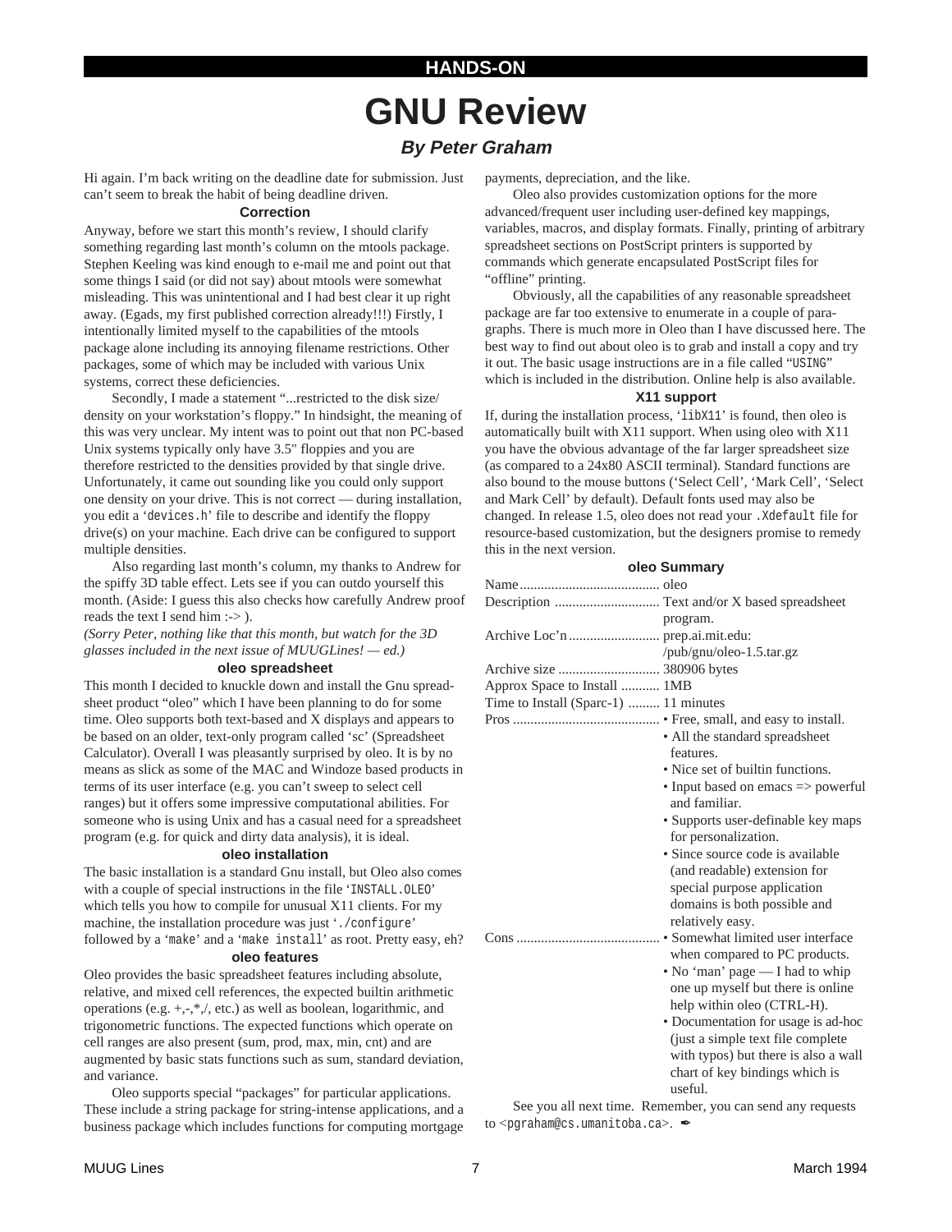HANDS-ON

# GNU Review

### *By Peter Graham*

Hi again. I'm back writing on the deadline date for submission. Just can't seem to break the habit of being deadline driven.

## Correction

Anyway, before we start this month's review, I should clarify something regarding last month's column on the mtools package. Stephen Keeling was kind enough to e-mail me and point out that some things I said (or did not say) about mtools were somewhat misleading. This was unintentional and I had best clear it up right away. (Egads, my first published correction already!!!) Firstly, I intentionally limited myself to the capabilities of the mtools package alone including its annoying filename restrictions. Other packages, some of which may be included with various Unix systems, correct these deficiencies.

Secondly, I made a statement "...restricted to the disk size/density on your workstation's floppy." In hindsight, the meaning of this was very unclear. My intent was to point out that non PC-based Unix systems typically only have 3.5" floppies and you are therefore restricted to the densities provided by that single drive. Unfortunately, it came out sounding like you could only support one density on your drive. This is not correct — during installation, you edit a '`devices.h`' file to describe and identify the floppy drive(s) on your machine. Each drive can be configured to support multiple densities.

Also regarding last month's column, my thanks to Andrew for the spiffy 3D table effect. Lets see if you can outdo yourself this month. (Aside: I guess this also checks how carefully Andrew proof reads the text I send him :-> ).

*(Sorry Peter, nothing like that this month, but watch for the 3D glasses included in the next issue of MUUGLines! — ed.)*

## oleo spreadsheet

This month I decided to knuckle down and install the Gnu spreadsheet product "oleo" which I have been planning to do for some time. Oleo supports both text-based and X displays and appears to be based on an older, text-only program called 'sc' (Spreadsheet Calculator). Overall I was pleasantly surprised by oleo. It is by no means as slick as some of the MAC and Windoze based products in terms of its user interface (e.g. you can't sweep to select cell ranges) but it offers some impressive computational abilities. For someone who is using Unix and has a casual need for a spreadsheet program (e.g. for quick and dirty data analysis), it is ideal.

## oleo installation

The basic installation is a standard Gnu install, but Oleo also comes with a couple of special instructions in the file '`INSTALL.OLEO`' which tells you how to compile for unusual X11 clients. For my machine, the installation procedure was just '`./configure`' followed by a '`make`' and a '`make install`' as root. Pretty easy, eh?

## oleo features

Oleo provides the basic spreadsheet features including absolute, relative, and mixed cell references, the expected builtin arithmetic operations (e.g. +,-,*,/, etc.) as well as boolean, logarithmic, and trigonometric functions. The expected functions which operate on cell ranges are also present (sum, prod, max, min, cnt) and are augmented by basic stats functions such as sum, standard deviation, and variance.

Oleo supports special "packages" for particular applications. These include a string package for string-intense applications, and a business package which includes functions for computing mortgage payments, depreciation, and the like.

Oleo also provides customization options for the more advanced/frequent user including user-defined key mappings, variables, macros, and display formats. Finally, printing of arbitrary spreadsheet sections on PostScript printers is supported by commands which generate encapsulated PostScript files for "offline" printing.

Obviously, all the capabilities of any reasonable spreadsheet package are far too extensive to enumerate in a couple of paragraphs. There is much more in Oleo than I have discussed here. The best way to find out about oleo is to grab and install a copy and try it out. The basic usage instructions are in a file called "`USING`" which is included in the distribution. Online help is also available.

## X11 support

If, during the installation process, '`libX11`' is found, then oleo is automatically built with X11 support. When using oleo with X11 you have the obvious advantage of the far larger spreadsheet size (as compared to a 24x80 ASCII terminal). Standard functions are also bound to the mouse buttons ('Select Cell', 'Mark Cell', 'Select and Mark Cell' by default). Default fonts used may also be changed. In release 1.5, oleo does not read your `.Xdefault` file for resource-based customization, but the designers promise to remedy this in the next version.

## oleo Summary

| | |
|---|---|
| Name | oleo |
| Description | Text and/or X based spreadsheet program. |
| Archive Loc'n | prep.ai.mit.edu: /pub/gnu/oleo-1.5.tar.gz |
| Archive size | 380906 bytes |
| Approx Space to Install | 1MB |
| Time to Install (Sparc-1) | 11 minutes |
| Pros | • Free, small, and easy to install.<br>• All the standard spreadsheet features.<br>• Nice set of builtin functions.<br>• Input based on emacs => powerful and familiar.<br>• Supports user-definable key maps for personalization.<br>• Since source code is available (and readable) extension for special purpose application domains is both possible and relatively easy. |
| Cons | • Somewhat limited user interface when compared to PC products.<br>• No 'man' page — I had to whip one up myself but there is online help within oleo (CTRL-H).<br>• Documentation for usage is ad-hoc (just a simple text file complete with typos) but there is also a wall chart of key bindings which is useful. |

See you all next time. Remember, you can send any requests to <`pgraham@cs.umanitoba.ca`>. ✒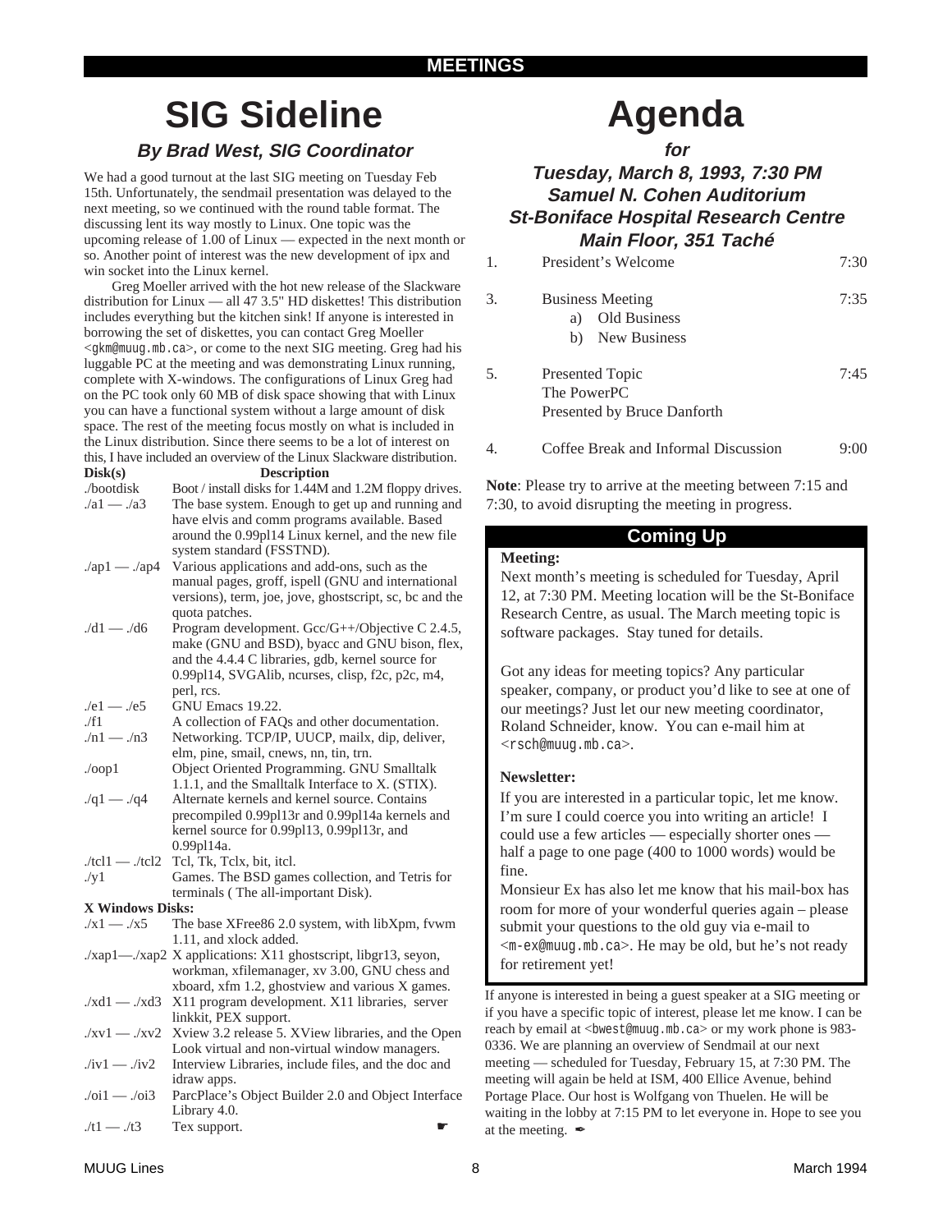**MEETINGS**

# SIG Sideline

### By Brad West, SIG Coordinator

We had a good turnout at the last SIG meeting on Tuesday Feb 15th. Unfortunately, the sendmail presentation was delayed to the next meeting, so we continued with the round table format. The discussing lent its way mostly to Linux. One topic was the upcoming release of 1.00 of Linux — expected in the next month or so. Another point of interest was the new development of ipx and win socket into the Linux kernel.

Greg Moeller arrived with the hot new release of the Slackware distribution for Linux — all 47 3.5" HD diskettes! This distribution includes everything but the kitchen sink! If anyone is interested in borrowing the set of diskettes, you can contact Greg Moeller <gkm@muug.mb.ca>, or come to the next SIG meeting. Greg had his luggable PC at the meeting and was demonstrating Linux running, complete with X-windows. The configurations of Linux Greg had on the PC took only 60 MB of disk space showing that with Linux you can have a functional system without a large amount of disk space. The rest of the meeting focus mostly on what is included in the Linux distribution. Since there seems to be a lot of interest on this, I have included an overview of the Linux Slackware distribution.

| Disk(s) | Description |
|---|---|
| ./bootdisk | Boot / install disks for 1.44M and 1.2M floppy drives. |
| ./a1 — ./a3 | The base system. Enough to get up and running and have elvis and comm programs available. Based around the 0.99pl14 Linux kernel, and the new file system standard (FSSTND). |
| ./ap1 — ./ap4 | Various applications and add-ons, such as the manual pages, groff, ispell (GNU and international versions), term, joe, jove, ghostscript, sc, bc and the quota patches. |
| ./d1 — ./d6 | Program development. Gcc/G++/Objective C 2.4.5, make (GNU and BSD), byacc and GNU bison, flex, and the 4.4.4 C libraries, gdb, kernel source for 0.99pl14, SVGAlib, ncurses, clisp, f2c, p2c, m4, perl, rcs. |
| ./e1 — ./e5 | GNU Emacs 19.22. |
| ./f1 | A collection of FAQs and other documentation. |
| ./n1 — ./n3 | Networking. TCP/IP, UUCP, mailx, dip, deliver, elm, pine, smail, cnews, nn, tin, trn. |
| ./oop1 | Object Oriented Programming. GNU Smalltalk 1.1.1, and the Smalltalk Interface to X. (STIX). |
| ./q1 — ./q4 | Alternate kernels and kernel source. Contains precompiled 0.99pl13r and 0.99pl14a kernels and kernel source for 0.99pl13, 0.99pl13r, and 0.99pl14a. |
| ./tcl1 — ./tcl2 | Tcl, Tk, Tclx, bit, itcl. |
| ./y1 | Games. The BSD games collection, and Tetris for terminals ( The all-important Disk). |
| **X Windows Disks:** | |
| ./x1 — ./x5 | The base XFree86 2.0 system, with libXpm, fvwm 1.11, and xlock added. |
| ./xap1—./xap2 | X applications: X11 ghostscript, libgr13, seyon, workman, xfilemanager, xv 3.00, GNU chess and xboard, xfm 1.2, ghostview and various X games. |
| ./xd1 — ./xd3 | X11 program development. X11 libraries, server linkkit, PEX support. |
| ./xv1 — ./xv2 | Xview 3.2 release 5. XView libraries, and the Open Look virtual and non-virtual window managers. |
| ./iv1 — ./iv2 | Interview Libraries, include files, and the doc and idraw apps. |
| ./oi1 — ./oi3 | ParcPlace's Object Builder 2.0 and Object Interface Library 4.0. |
| ./t1 — ./t3 | Tex support. |

If anyone is interested in being a guest speaker at a SIG meeting or if you have a specific topic of interest, please let me know. I can be reach by email at <bwest@muug.mb.ca> or my work phone is 983-0336. We are planning an overview of Sendmail at our next meeting — scheduled for Tuesday, February 15, at 7:30 PM. The meeting will again be held at ISM, 400 Ellice Avenue, behind Portage Place. Our host is Wolfgang von Thuelen. He will be waiting in the lobby at 7:15 PM to let everyone in. Hope to see you at the meeting.

# Agenda

### for
### Tuesday, March 8, 1993, 7:30 PM
### Samuel N. Cohen Auditorium
### St-Boniface Hospital Research Centre
### Main Floor, 351 Taché

| | | |
|---|---|---|
| 1. | President's Welcome | 7:30 |
| 3. | Business Meeting<br>a) Old Business<br>b) New Business | 7:35 |
| 5. | Presented Topic<br>The PowerPC<br>Presented by Bruce Danforth | 7:45 |
| 4. | Coffee Break and Informal Discussion | 9:00 |

**Note**: Please try to arrive at the meeting between 7:15 and 7:30, to avoid disrupting the meeting in progress.

## Coming Up

**Meeting:**

Next month's meeting is scheduled for Tuesday, April 12, at 7:30 PM. Meeting location will be the St-Boniface Research Centre, as usual. The March meeting topic is software packages. Stay tuned for details.

Got any ideas for meeting topics? Any particular speaker, company, or product you'd like to see at one of our meetings? Just let our new meeting coordinator, Roland Schneider, know. You can e-mail him at <rsch@muug.mb.ca>.

**Newsletter:**

If you are interested in a particular topic, let me know. I'm sure I could coerce you into writing an article! I could use a few articles — especially shorter ones — half a page to one page (400 to 1000 words) would be fine.

Monsieur Ex has also let me know that his mail-box has room for more of your wonderful queries again – please submit your questions to the old guy via e-mail to <m-ex@muug.mb.ca>. He may be old, but he's not ready for retirement yet!